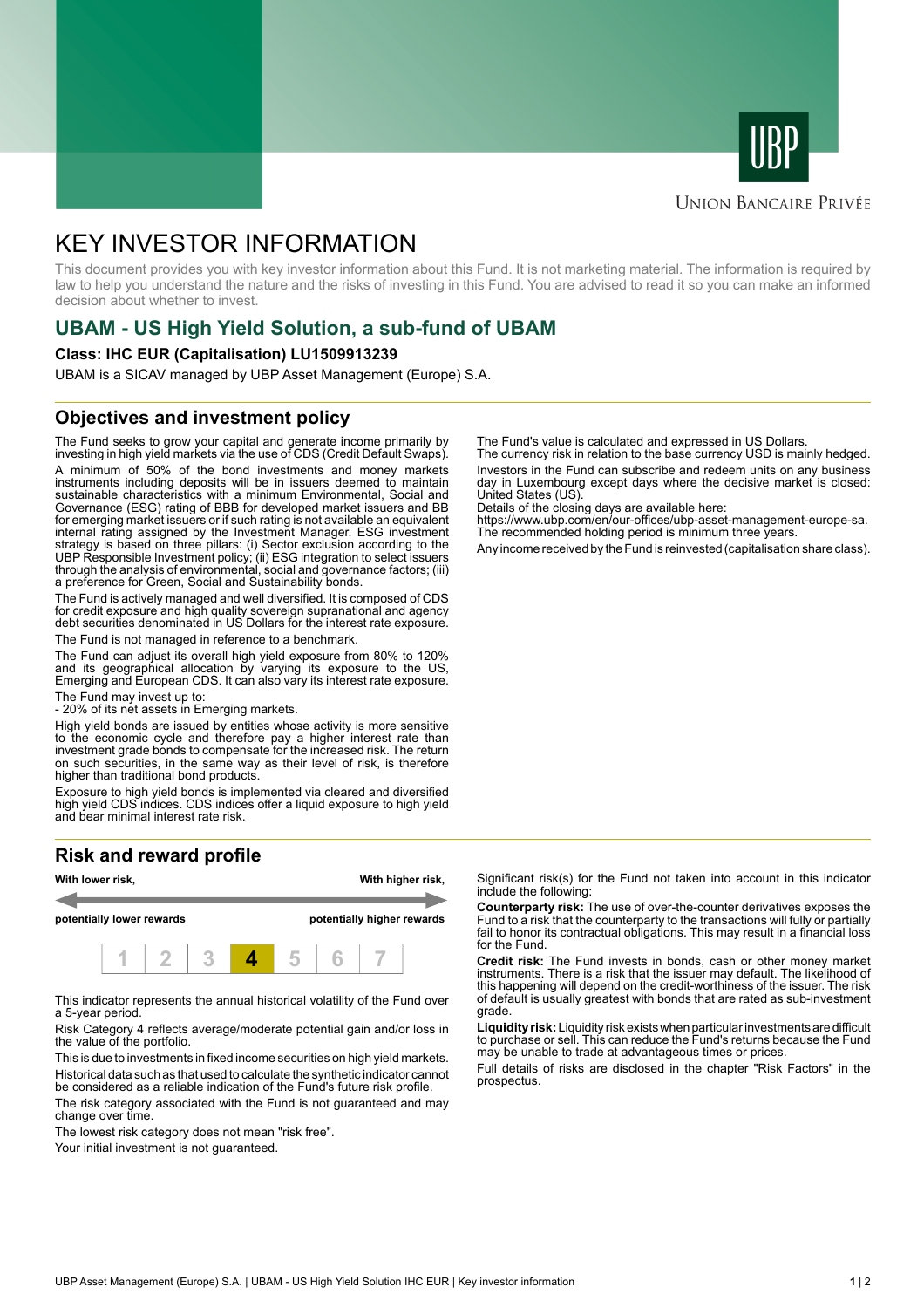UNION BANCAIRE PRIVÉE

# KEY INVESTOR INFORMATION

This document provides you with key investor information about this Fund. It is not marketing material. The information is required by law to help you understand the nature and the risks of investing in this Fund. You are advised to read it so you can make an informed decision about whether to invest.

## UBAM - US High Yield Solution, a sub-fund of UBAM

**Class: IHC EUR (Capitalisation) LU1509913239**

UBAM is a SICAV managed by UBP Asset Management (Europe) S.A.

## Objectives and investment policy

The Fund seeks to grow your capital and generate income primarily by investing in high yield markets via the use of CDS (Credit Default Swaps).

A minimum of 50% of the bond instruments including deposits will be in issuers deemed to maintain sustainable characteristics with a minimum Environmental, Social and Governance (ESG) rating of BBB for developed market issuers and BB for emerging market issuers or if such rating is not available an equivalent internal rating assigned by the Investment Manager. ESG investment strategy is based on three pillars: (i) Sector exclusion according to the UBP Responsible Investment policy; (ii) ESG integration to select issuers through the analysis of environmental, social and governance factors; (iii) a preference for Green, Social and Sustainability bonds.

The Fund is actively managed and well diversified. It is composed of CDS for credit exposure and high quality sovereign supranational and agency debt securities denominated in US Dollars for the interest rate exposure.

The Fund is not managed in reference to a benchmark.

The Fund can adjust its overall high yield exposure from 80% to 120% and its geographical allocation by varying its exposure to the US, Emerging and European CDS. It can also vary its interest rate exposure.

The Fund may invest up to:
- 20% of its net assets in Emerging markets.

High yield bonds are issued by entities whose activity is more sensitive to the economic cycle and therefore pay a higher interest rate than investment grade bonds to compensate for the increased risk. The return on such securities, in the same way as their level of risk, is therefore higher than traditional bond products.

Exposure to high yield bonds is implemented via cleared and diversified high yield CDS indices. CDS indices offer a liquid exposure to high yield and bear minimal interest rate risk.

The Fund's value is calculated and expressed in US Dollars.
The currency risk in relation to the base currency USD is mainly hedged.

Investors in the Fund can subscribe and redeem units on any business day in Luxembourg except days where the decisive market is closed: United States (US).

Details of the closing days are available here:
https://www.ubp.com/en/our-offices/ubp-asset-management-europe-sa.
The recommended holding period is minimum three years.

Any income received by the Fund is reinvested (capitalisation share class).

## Risk and reward profile

| **With lower risk,** | | | | | | **With higher risk,** |
|---|---|---|---|---|---|---|
| **potentially lower rewards** | | | | | | **potentially higher rewards** |
| 1 | 2 | 3 | **4** | 5 | 6 | 7 |

This indicator represents the annual historical volatility of the Fund over a 5-year period.

Risk Category 4 reflects average/moderate potential gain and/or loss in the value of the portfolio.

This is due to investments in fixed income securities on high yield markets.

Historical data such as that used to calculate the synthetic indicator cannot be considered as a reliable indication of the Fund's future risk profile.

The risk category associated with the Fund is not guaranteed and may change over time.

The lowest risk category does not mean "risk free".

Your initial investment is not guaranteed.

Significant risk(s) for the Fund not taken into account in this indicator include the following:

**Counterparty risk:** The use of over-the-counter derivatives exposes the Fund to a risk that the counterparty to the transactions will fully or partially fail to honor its contractual obligations. This may result in a financial loss for the Fund.

**Credit risk:** The Fund invests in bonds, cash or other money market instruments. There is a risk that the issuer may default. The likelihood of this happening will depend on the credit-worthiness of the issuer. The risk of default is usually greatest with bonds that are rated as sub-investment grade.

**Liquidity risk:** Liquidity risk exists when particular investments are difficult to purchase or sell. This can reduce the Fund's returns because the Fund may be unable to trade at advantageous times or prices.

Full details of risks are disclosed in the chapter "Risk Factors" in the prospectus.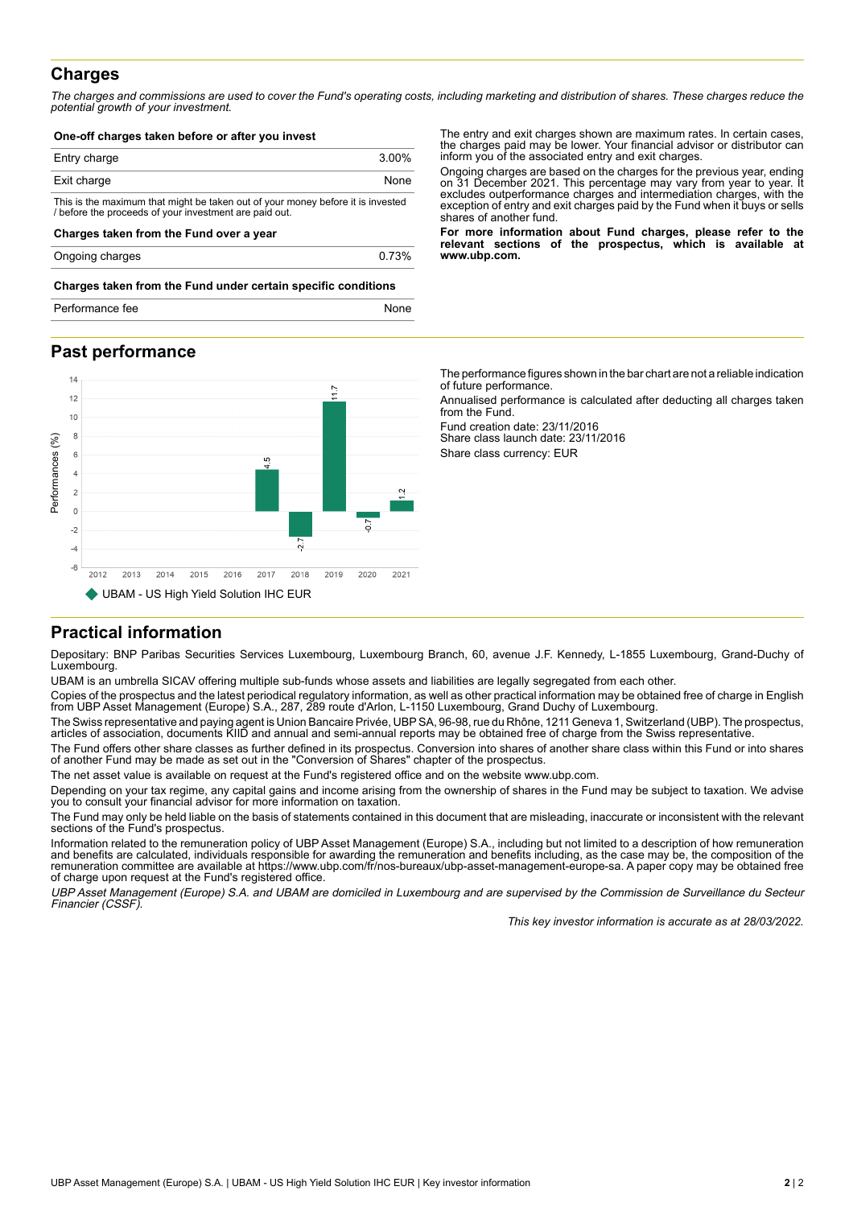## Charges

*The charges and commissions are used to cover the Fund's operating costs, including marketing and distribution of shares. These charges reduce the potential growth of your investment.*

| One-off charges taken before or after you invest | |
|---|---|
| Entry charge | 3.00% |
| Exit charge | None |

This is the maximum that might be taken out of your money before it is invested / before the proceeds of your investment are paid out.

| Charges taken from the Fund over a year | |
|---|---|
| Ongoing charges | 0.73% |

| Charges taken from the Fund under certain specific conditions | |
|---|---|
| Performance fee | None |

The entry and exit charges shown are maximum rates. In certain cases, the charges paid may be lower. Your financial advisor or distributor can inform you of the associated entry and exit charges.

Ongoing charges are based on the charges for the previous year, ending on 31 December 2021. This percentage may vary from year to year. It excludes outperformance charges and intermediation charges, with the exception of entry and exit charges paid by the Fund when it buys or sells shares of another fund.

**For more information about Fund charges, please refer to the relevant sections of the prospectus, which is available at www.ubp.com.**

## Past performance

Performances (%)

14
12
10
8
6
4
2
0
-2
-4
-6

2012 2013 2014 2015 2016 2017 2018 2019 2020 2021

4.5
-2.7
11.7
-0.7
1.2

UBAM - US High Yield Solution IHC EUR

The performance figures shown in the bar chart are not a reliable indication of future performance.

Annualised performance is calculated after deducting all charges taken from the Fund.

Fund creation date: 23/11/2016
Share class launch date: 23/11/2016
Share class currency: EUR

## Practical information

Depositary: BNP Paribas Securities Services Luxembourg, Luxembourg Branch, 60, avenue J.F. Kennedy, L-1855 Luxembourg, Grand-Duchy of Luxembourg.

UBAM is an umbrella SICAV offering multiple sub-funds whose assets and liabilities are legally segregated from each other.

Copies of the prospectus and the latest periodical regulatory information, as well as other practical information may be obtained free of charge in English from UBP Asset Management (Europe) S.A., 287, 289 route d'Arlon, L-1150 Luxembourg, Grand Duchy of Luxembourg.

The Swiss representative and paying agent is Union Bancaire Privée, UBP SA, 96-98, rue du Rhône, 1211 Geneva 1, Switzerland (UBP). The prospectus, articles of association, documents KIID and annual and semi-annual reports may be obtained free of charge from the Swiss representative.

The Fund offers other share classes as further defined in its prospectus. Conversion into shares of another share class within this Fund or into shares of another Fund may be made as set out in the "Conversion of Shares" chapter of the prospectus.

The net asset value is available on request at the Fund's registered office and on the website www.ubp.com.

Depending on your tax regime, any capital gains and income arising from the ownership of shares in the Fund may be subject to taxation. We advise you to consult your financial advisor for more information on taxation.

The Fund may only be held liable on the basis of statements contained in this document that are misleading, inaccurate or inconsistent with the relevant sections of the Fund's prospectus.

Information related to the remuneration policy of UBP Asset Management (Europe) S.A., including but not limited to a description of how remuneration and benefits are calculated, individuals responsible for awarding the remuneration and benefits including, as the case may be, the composition of the remuneration committee are available at https://www.ubp.com/fr/nos-bureaux/ubp-asset-management-europe-sa. A paper copy may be obtained free of charge upon request at the Fund's registered office.

*UBP Asset Management (Europe) S.A. and UBAM are domiciled in Luxembourg and are supervised by the Commission de Surveillance du Secteur Financier (CSSF).*

*This key investor information is accurate as at 28/03/2022.*